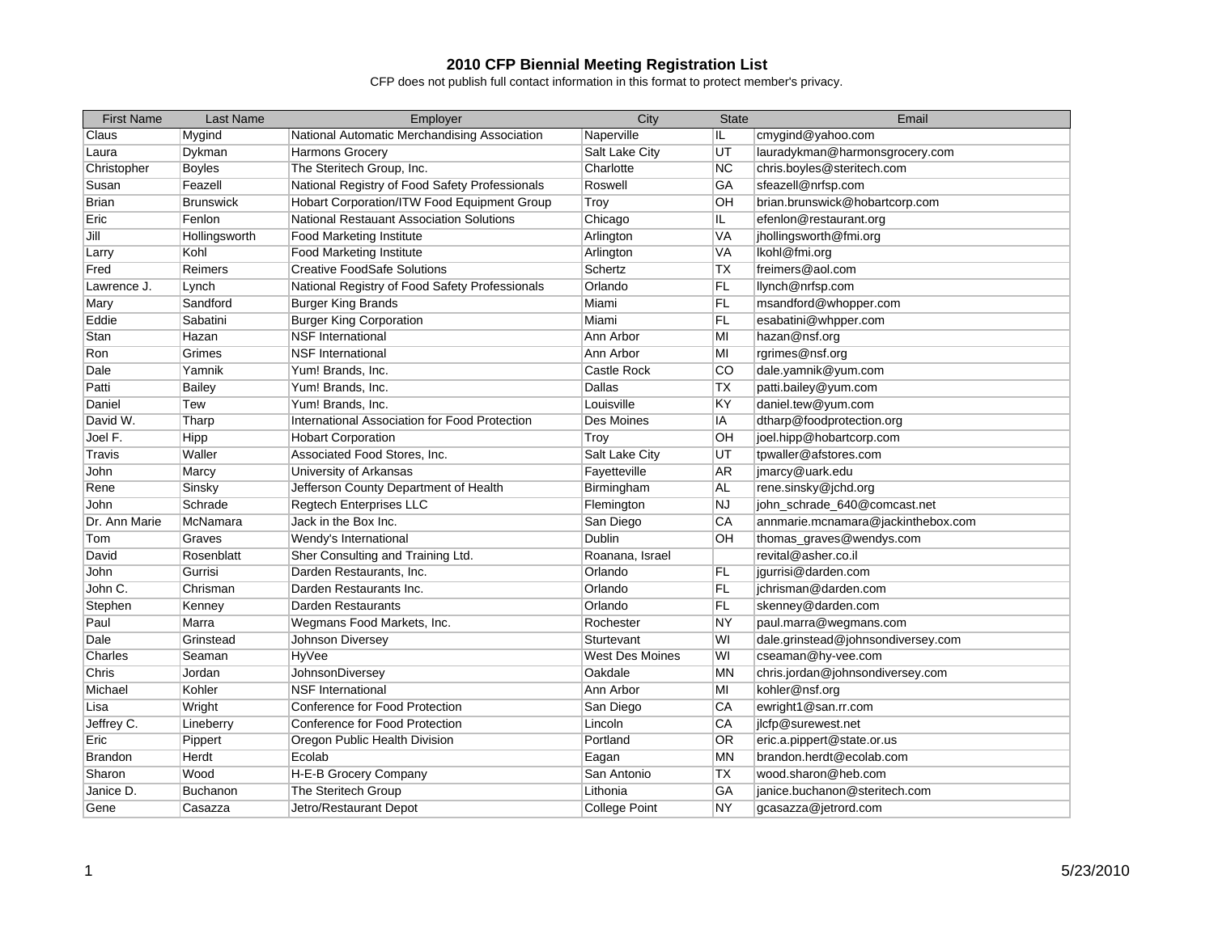# 2010 CFP Biennial Meeting Registration List

CFP does not publish full contact information in this format to protect member's privacy.

| First Name | Last Name | Employer | City | State | Email |
|---|---|---|---|---|---|
| Claus | Mygind | National Automatic Merchandising Association | Naperville | IL | cmygind@yahoo.com |
| Laura | Dykman | Harmons Grocery | Salt Lake City | UT | lauradykman@harmonsgrocery.com |
| Christopher | Boyles | The Steritech Group, Inc. | Charlotte | NC | chris.boyles@steritech.com |
| Susan | Feazell | National Registry of Food Safety Professionals | Roswell | GA | sfeazell@nrfsp.com |
| Brian | Brunswick | Hobart Corporation/ITW Food Equipment Group | Troy | OH | brian.brunswick@hobartcorp.com |
| Eric | Fenlon | National Restauant Association Solutions | Chicago | IL | efenlon@restaurant.org |
| Jill | Hollingsworth | Food Marketing Institute | Arlington | VA | jhollingsworth@fmi.org |
| Larry | Kohl | Food Marketing Institute | Arlington | VA | lkohl@fmi.org |
| Fred | Reimers | Creative FoodSafe Solutions | Schertz | TX | freimers@aol.com |
| Lawrence J. | Lynch | National Registry of Food Safety Professionals | Orlando | FL | llynch@nrfsp.com |
| Mary | Sandford | Burger King Brands | Miami | FL | msandford@whopper.com |
| Eddie | Sabatini | Burger King Corporation | Miami | FL | esabatini@whpper.com |
| Stan | Hazan | NSF International | Ann Arbor | MI | hazan@nsf.org |
| Ron | Grimes | NSF International | Ann Arbor | MI | rgrimes@nsf.org |
| Dale | Yamnik | Yum! Brands, Inc. | Castle Rock | CO | dale.yamnik@yum.com |
| Patti | Bailey | Yum! Brands, Inc. | Dallas | TX | patti.bailey@yum.com |
| Daniel | Tew | Yum! Brands, Inc. | Louisville | KY | daniel.tew@yum.com |
| David W. | Tharp | International Association for Food Protection | Des Moines | IA | dtharp@foodprotection.org |
| Joel F. | Hipp | Hobart Corporation | Troy | OH | joel.hipp@hobartcorp.com |
| Travis | Waller | Associated Food Stores, Inc. | Salt Lake City | UT | tpwaller@afstores.com |
| John | Marcy | University of Arkansas | Fayetteville | AR | jmarcy@uark.edu |
| Rene | Sinsky | Jefferson County Department of Health | Birmingham | AL | rene.sinsky@jchd.org |
| John | Schrade | Regtech Enterprises LLC | Flemington | NJ | john_schrade_640@comcast.net |
| Dr. Ann Marie | McNamara | Jack in the Box Inc. | San Diego | CA | annmarie.mcnamara@jackinthebox.com |
| Tom | Graves | Wendy's International | Dublin | OH | thomas_graves@wendys.com |
| David | Rosenblatt | Sher Consulting and Training Ltd. | Roanana, Israel | | revital@asher.co.il |
| John | Gurrisi | Darden Restaurants, Inc. | Orlando | FL | jgurrisi@darden.com |
| John C. | Chrisman | Darden Restaurants Inc. | Orlando | FL | jchrisman@darden.com |
| Stephen | Kenney | Darden Restaurants | Orlando | FL | skenney@darden.com |
| Paul | Marra | Wegmans Food Markets, Inc. | Rochester | NY | paul.marra@wegmans.com |
| Dale | Grinstead | Johnson Diversey | Sturtevant | WI | dale.grinstead@johnsondiversey.com |
| Charles | Seaman | HyVee | West Des Moines | WI | cseaman@hy-vee.com |
| Chris | Jordan | JohnsonDiversey | Oakdale | MN | chris.jordan@johnsondiversey.com |
| Michael | Kohler | NSF International | Ann Arbor | MI | kohler@nsf.org |
| Lisa | Wright | Conference for Food Protection | San Diego | CA | ewright1@san.rr.com |
| Jeffrey C. | Lineberry | Conference for Food Protection | Lincoln | CA | jlcfp@surewest.net |
| Eric | Pippert | Oregon Public Health Division | Portland | OR | eric.a.pippert@state.or.us |
| Brandon | Herdt | Ecolab | Eagan | MN | brandon.herdt@ecolab.com |
| Sharon | Wood | H-E-B Grocery Company | San Antonio | TX | wood.sharon@heb.com |
| Janice D. | Buchanon | The Steritech Group | Lithonia | GA | janice.buchanon@steritech.com |
| Gene | Casazza | Jetro/Restaurant Depot | College Point | NY | gcasazza@jetrord.com |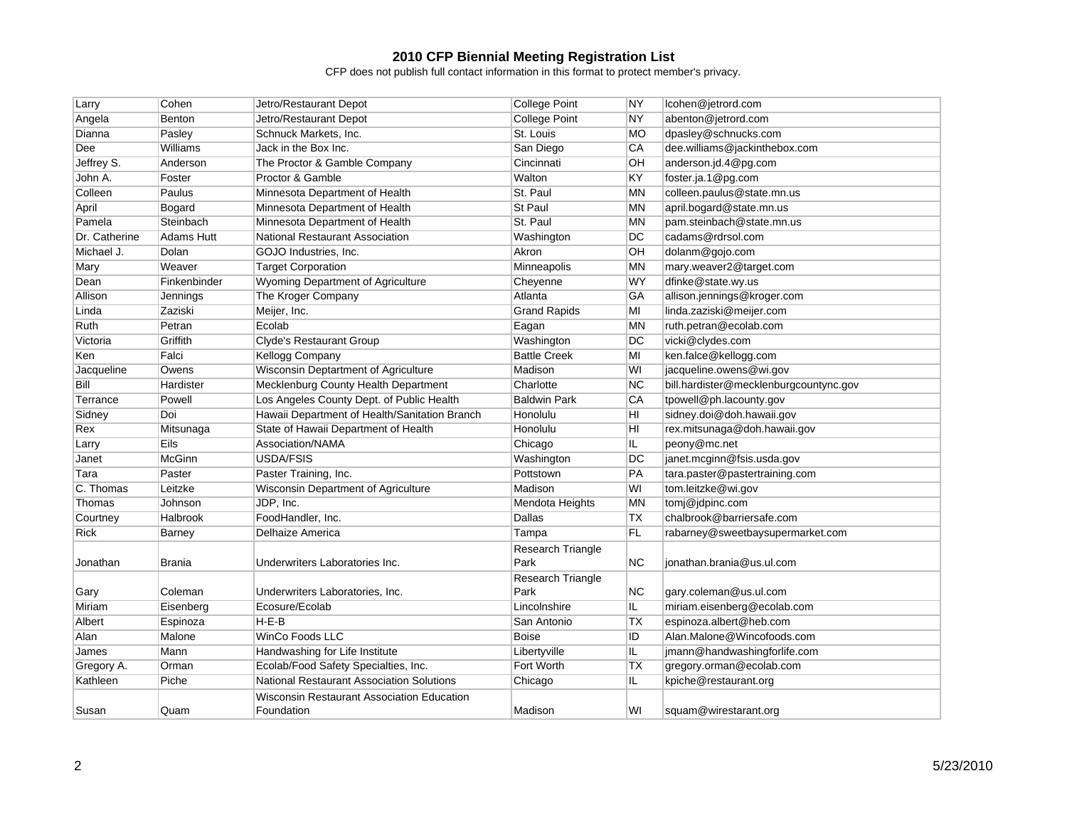# 2010 CFP Biennial Meeting Registration List

CFP does not publish full contact information in this format to protect member's privacy.

| | | | | | |
|---|---|---|---|---|---|
| Larry | Cohen | Jetro/Restaurant Depot | College Point | NY | lcohen@jetrord.com |
| Angela | Benton | Jetro/Restaurant Depot | College Point | NY | abenton@jetrord.com |
| Dianna | Pasley | Schnuck Markets, Inc. | St. Louis | MO | dpasley@schnucks.com |
| Dee | Williams | Jack in the Box Inc. | San Diego | CA | dee.williams@jackinthebox.com |
| Jeffrey S. | Anderson | The Proctor & Gamble Company | Cincinnati | OH | anderson.jd.4@pg.com |
| John A. | Foster | Proctor & Gamble | Walton | KY | foster.ja.1@pg.com |
| Colleen | Paulus | Minnesota Department of Health | St. Paul | MN | colleen.paulus@state.mn.us |
| April | Bogard | Minnesota Department of Health | St Paul | MN | april.bogard@state.mn.us |
| Pamela | Steinbach | Minnesota Department of Health | St. Paul | MN | pam.steinbach@state.mn.us |
| Dr. Catherine | Adams Hutt | National Restaurant Association | Washington | DC | cadams@rdrsol.com |
| Michael J. | Dolan | GOJO Industries, Inc. | Akron | OH | dolanm@gojo.com |
| Mary | Weaver | Target Corporation | Minneapolis | MN | mary.weaver2@target.com |
| Dean | Finkenbinder | Wyoming Department of Agriculture | Cheyenne | WY | dfinke@state.wy.us |
| Allison | Jennings | The Kroger Company | Atlanta | GA | allison.jennings@kroger.com |
| Linda | Zaziski | Meijer, Inc. | Grand Rapids | MI | linda.zaziski@meijer.com |
| Ruth | Petran | Ecolab | Eagan | MN | ruth.petran@ecolab.com |
| Victoria | Griffith | Clyde's Restaurant Group | Washington | DC | vicki@clydes.com |
| Ken | Falci | Kellogg Company | Battle Creek | MI | ken.falce@kellogg.com |
| Jacqueline | Owens | Wisconsin Deptartment of Agriculture | Madison | WI | jacqueline.owens@wi.gov |
| Bill | Hardister | Mecklenburg County Health Department | Charlotte | NC | bill.hardister@mecklenburgcountync.gov |
| Terrance | Powell | Los Angeles County Dept. of Public Health | Baldwin Park | CA | tpowell@ph.lacounty.gov |
| Sidney | Doi | Hawaii Department of Health/Sanitation Branch | Honolulu | HI | sidney.doi@doh.hawaii.gov |
| Rex | Mitsunaga | State of Hawaii Department of Health | Honolulu | HI | rex.mitsunaga@doh.hawaii.gov |
| Larry | Eils | Association/NAMA | Chicago | IL | peony@mc.net |
| Janet | McGinn | USDA/FSIS | Washington | DC | janet.mcginn@fsis.usda.gov |
| Tara | Paster | Paster Training, Inc. | Pottstown | PA | tara.paster@pastertraining.com |
| C. Thomas | Leitzke | Wisconsin Department of Agriculture | Madison | WI | tom.leitzke@wi.gov |
| Thomas | Johnson | JDP, Inc. | Mendota Heights | MN | tomj@jdpinc.com |
| Courtney | Halbrook | FoodHandler, Inc. | Dallas | TX | chalbrook@barriersafe.com |
| Rick | Barney | Delhaize America | Tampa | FL | rabarney@sweetbaysupermarket.com |
| Jonathan | Brania | Underwriters Laboratories Inc. | Research Triangle Park | NC | jonathan.brania@us.ul.com |
| Gary | Coleman | Underwriters Laboratories, Inc. | Research Triangle Park | NC | gary.coleman@us.ul.com |
| Miriam | Eisenberg | Ecosure/Ecolab | Lincolnshire | IL | miriam.eisenberg@ecolab.com |
| Albert | Espinoza | H-E-B | San Antonio | TX | espinoza.albert@heb.com |
| Alan | Malone | WinCo Foods LLC | Boise | ID | Alan.Malone@Wincofoods.com |
| James | Mann | Handwashing for Life Institute | Libertyville | IL | jmann@handwashingforlife.com |
| Gregory A. | Orman | Ecolab/Food Safety Specialties, Inc. | Fort Worth | TX | gregory.orman@ecolab.com |
| Kathleen | Piche | National Restaurant Association Solutions | Chicago | IL | kpiche@restaurant.org |
| Susan | Quam | Wisconsin Restaurant Association Education Foundation | Madison | WI | squam@wirestarant.org |

5/23/2010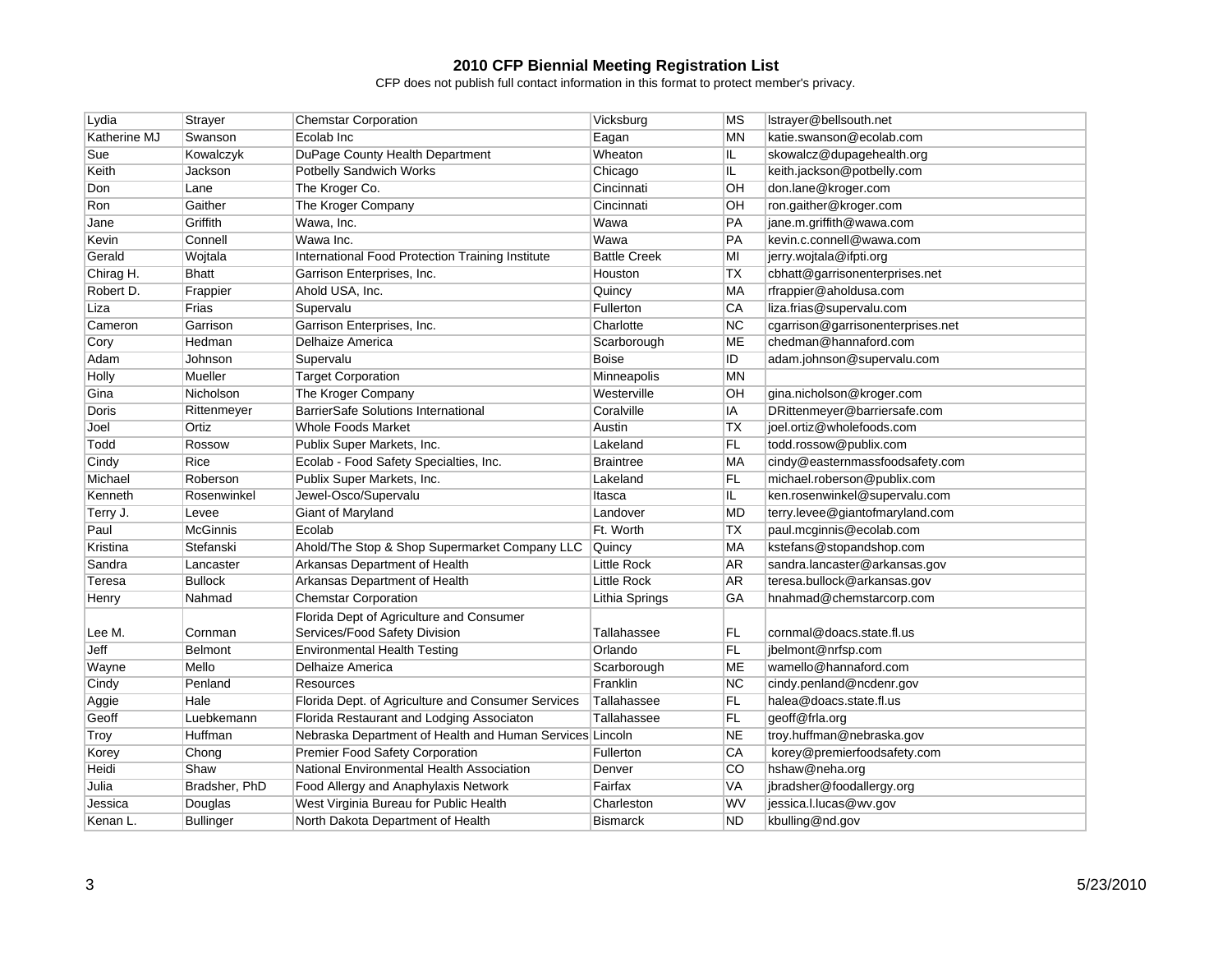# 2010 CFP Biennial Meeting Registration List

CFP does not publish full contact information in this format to protect member's privacy.

| | | | | | |
|---|---|---|---|---|---|
| Lydia | Strayer | Chemstar Corporation | Vicksburg | MS | lstrayer@bellsouth.net |
| Katherine MJ | Swanson | Ecolab Inc | Eagan | MN | katie.swanson@ecolab.com |
| Sue | Kowalczyk | DuPage County Health Department | Wheaton | IL | skowalcz@dupagehealth.org |
| Keith | Jackson | Potbelly Sandwich Works | Chicago | IL | keith.jackson@potbelly.com |
| Don | Lane | The Kroger Co. | Cincinnati | OH | don.lane@kroger.com |
| Ron | Gaither | The Kroger Company | Cincinnati | OH | ron.gaither@kroger.com |
| Jane | Griffith | Wawa, Inc. | Wawa | PA | jane.m.griffith@wawa.com |
| Kevin | Connell | Wawa Inc. | Wawa | PA | kevin.c.connell@wawa.com |
| Gerald | Wojtala | International Food Protection Training Institute | Battle Creek | MI | jerry.wojtala@ifpti.org |
| Chirag H. | Bhatt | Garrison Enterprises, Inc. | Houston | TX | cbhatt@garrisonenterprises.net |
| Robert D. | Frappier | Ahold USA, Inc. | Quincy | MA | rfrappier@aholdusa.com |
| Liza | Frias | Supervalu | Fullerton | CA | liza.frias@supervalu.com |
| Cameron | Garrison | Garrison Enterprises, Inc. | Charlotte | NC | cgarrison@garrisonenterprises.net |
| Cory | Hedman | Delhaize America | Scarborough | ME | chedman@hannaford.com |
| Adam | Johnson | Supervalu | Boise | ID | adam.johnson@supervalu.com |
| Holly | Mueller | Target Corporation | Minneapolis | MN | |
| Gina | Nicholson | The Kroger Company | Westerville | OH | gina.nicholson@kroger.com |
| Doris | Rittenmeyer | BarrierSafe Solutions International | Coralville | IA | DRittenmeyer@barriersafe.com |
| Joel | Ortiz | Whole Foods Market | Austin | TX | joel.ortiz@wholefoods.com |
| Todd | Rossow | Publix Super Markets, Inc. | Lakeland | FL | todd.rossow@publix.com |
| Cindy | Rice | Ecolab - Food Safety Specialties, Inc. | Braintree | MA | cindy@easternmassfoodsafety.com |
| Michael | Roberson | Publix Super Markets, Inc. | Lakeland | FL | michael.roberson@publix.com |
| Kenneth | Rosenwinkel | Jewel-Osco/Supervalu | Itasca | IL | ken.rosenwinkel@supervalu.com |
| Terry J. | Levee | Giant of Maryland | Landover | MD | terry.levee@giantofmaryland.com |
| Paul | McGinnis | Ecolab | Ft. Worth | TX | paul.mcginnis@ecolab.com |
| Kristina | Stefanski | Ahold/The Stop & Shop Supermarket Company LLC | Quincy | MA | kstefans@stopandshop.com |
| Sandra | Lancaster | Arkansas Department of Health | Little Rock | AR | sandra.lancaster@arkansas.gov |
| Teresa | Bullock | Arkansas Department of Health | Little Rock | AR | teresa.bullock@arkansas.gov |
| Henry | Nahmad | Chemstar Corporation | Lithia Springs | GA | hnahmad@chemstarcorp.com |
| Lee M. | Cornman | Florida Dept of Agriculture and Consumer Services/Food Safety Division | Tallahassee | FL | cornmal@doacs.state.fl.us |
| Jeff | Belmont | Environmental Health Testing | Orlando | FL | jbelmont@nrfsp.com |
| Wayne | Mello | Delhaize America | Scarborough | ME | wamello@hannaford.com |
| Cindy | Penland | Resources | Franklin | NC | cindy.penland@ncdenr.gov |
| Aggie | Hale | Florida Dept. of Agriculture and Consumer Services | Tallahassee | FL | halea@doacs.state.fl.us |
| Geoff | Luebkemann | Florida Restaurant and Lodging Associaton | Tallahassee | FL | geoff@frla.org |
| Troy | Huffman | Nebraska Department of Health and Human Services | Lincoln | NE | troy.huffman@nebraska.gov |
| Korey | Chong | Premier Food Safety Corporation | Fullerton | CA | korey@premierfoodsafety.com |
| Heidi | Shaw | National Environmental Health Association | Denver | CO | hshaw@neha.org |
| Julia | Bradsher, PhD | Food Allergy and Anaphylaxis Network | Fairfax | VA | jbradsher@foodallergy.org |
| Jessica | Douglas | West Virginia Bureau for Public Health | Charleston | WV | jessica.l.lucas@wv.gov |
| Kenan L. | Bullinger | North Dakota Department of Health | Bismarck | ND | kbulling@nd.gov |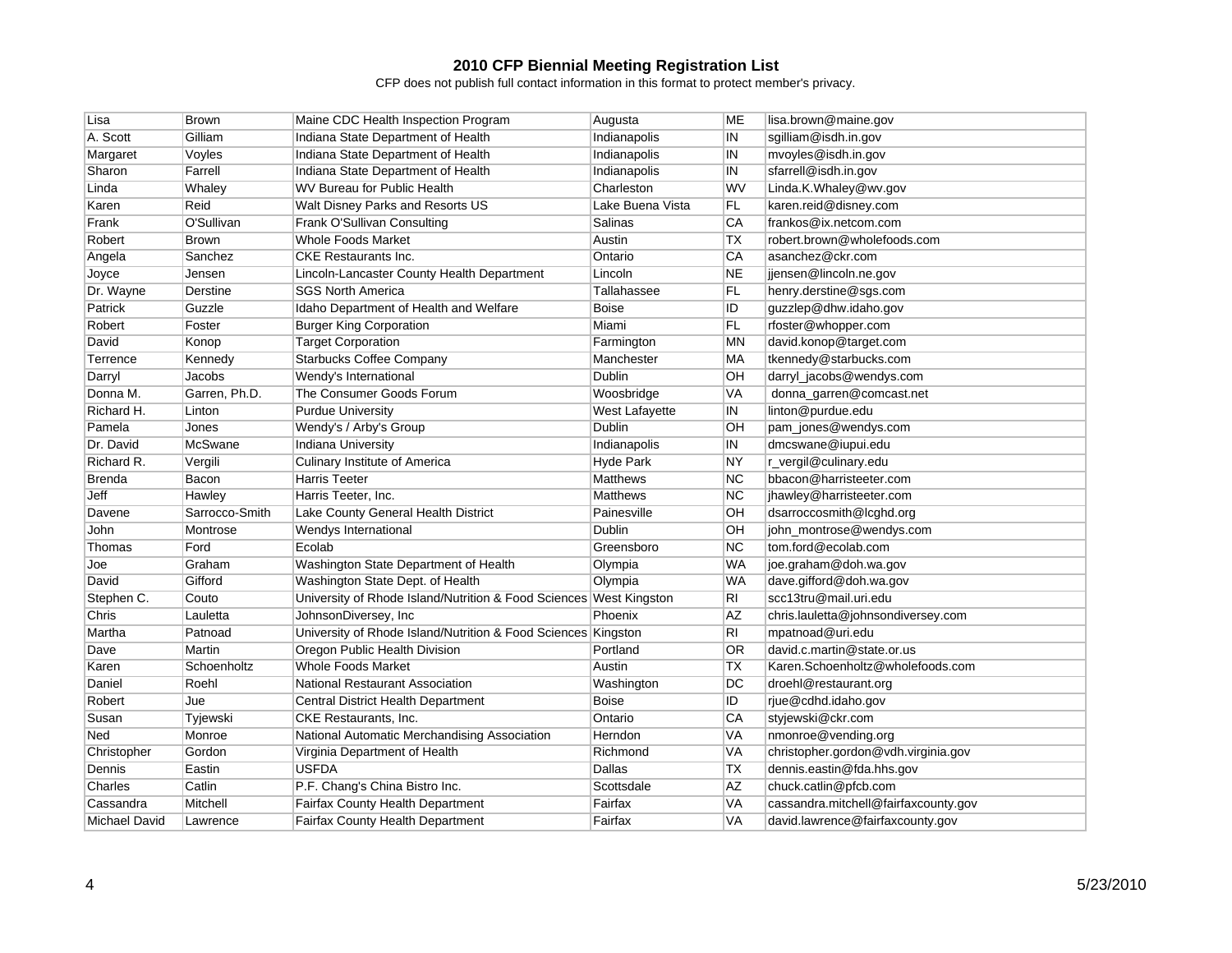# 2010 CFP Biennial Meeting Registration List

CFP does not publish full contact information in this format to protect member's privacy.

| | | | | | |
|---|---|---|---|---|---|
| Lisa | Brown | Maine CDC Health Inspection Program | Augusta | ME | lisa.brown@maine.gov |
| A. Scott | Gilliam | Indiana State Department of Health | Indianapolis | IN | sgilliam@isdh.in.gov |
| Margaret | Voyles | Indiana State Department of Health | Indianapolis | IN | mvoyles@isdh.in.gov |
| Sharon | Farrell | Indiana State Department of Health | Indianapolis | IN | sfarrell@isdh.in.gov |
| Linda | Whaley | WV Bureau for Public Health | Charleston | WV | Linda.K.Whaley@wv.gov |
| Karen | Reid | Walt Disney Parks and Resorts US | Lake Buena Vista | FL | karen.reid@disney.com |
| Frank | O'Sullivan | Frank O'Sullivan Consulting | Salinas | CA | frankos@ix.netcom.com |
| Robert | Brown | Whole Foods Market | Austin | TX | robert.brown@wholefoods.com |
| Angela | Sanchez | CKE Restaurants Inc. | Ontario | CA | asanchez@ckr.com |
| Joyce | Jensen | Lincoln-Lancaster County Health Department | Lincoln | NE | jjensen@lincoln.ne.gov |
| Dr. Wayne | Derstine | SGS North America | Tallahassee | FL | henry.derstine@sgs.com |
| Patrick | Guzzle | Idaho Department of Health and Welfare | Boise | ID | guzzlep@dhw.idaho.gov |
| Robert | Foster | Burger King Corporation | Miami | FL | rfoster@whopper.com |
| David | Konop | Target Corporation | Farmington | MN | david.konop@target.com |
| Terrence | Kennedy | Starbucks Coffee Company | Manchester | MA | tkennedy@starbucks.com |
| Darryl | Jacobs | Wendy's International | Dublin | OH | darryl_jacobs@wendys.com |
| Donna M. | Garren, Ph.D. | The Consumer Goods Forum | Woosbridge | VA | donna_garren@comcast.net |
| Richard H. | Linton | Purdue University | West Lafayette | IN | linton@purdue.edu |
| Pamela | Jones | Wendy's / Arby's Group | Dublin | OH | pam_jones@wendys.com |
| Dr. David | McSwane | Indiana University | Indianapolis | IN | dmcswane@iupui.edu |
| Richard R. | Vergili | Culinary Institute of America | Hyde Park | NY | r_vergil@culinary.edu |
| Brenda | Bacon | Harris Teeter | Matthews | NC | bbacon@harristeeter.com |
| Jeff | Hawley | Harris Teeter, Inc. | Matthews | NC | jhawley@harristeeter.com |
| Davene | Sarrocco-Smith | Lake County General Health District | Painesville | OH | dsarroccosmith@lcghd.org |
| John | Montrose | Wendys International | Dublin | OH | john_montrose@wendys.com |
| Thomas | Ford | Ecolab | Greensboro | NC | tom.ford@ecolab.com |
| Joe | Graham | Washington State Department of Health | Olympia | WA | joe.graham@doh.wa.gov |
| David | Gifford | Washington State Dept. of Health | Olympia | WA | dave.gifford@doh.wa.gov |
| Stephen C. | Couto | University of Rhode Island/Nutrition & Food Sciences | West Kingston | RI | scc13tru@mail.uri.edu |
| Chris | Lauletta | JohnsonDiversey, Inc | Phoenix | AZ | chris.lauletta@johnsondiversey.com |
| Martha | Patnoad | University of Rhode Island/Nutrition & Food Sciences | Kingston | RI | mpatnoad@uri.edu |
| Dave | Martin | Oregon Public Health Division | Portland | OR | david.c.martin@state.or.us |
| Karen | Schoenholtz | Whole Foods Market | Austin | TX | Karen.Schoenholtz@wholefoods.com |
| Daniel | Roehl | National Restaurant Association | Washington | DC | droehl@restaurant.org |
| Robert | Jue | Central District Health Department | Boise | ID | rjue@cdhd.idaho.gov |
| Susan | Tyjewski | CKE Restaurants, Inc. | Ontario | CA | styjewski@ckr.com |
| Ned | Monroe | National Automatic Merchandising Association | Herndon | VA | nmonroe@vending.org |
| Christopher | Gordon | Virginia Department of Health | Richmond | VA | christopher.gordon@vdh.virginia.gov |
| Dennis | Eastin | USFDA | Dallas | TX | dennis.eastin@fda.hhs.gov |
| Charles | Catlin | P.F. Chang's China Bistro Inc. | Scottsdale | AZ | chuck.catlin@pfcb.com |
| Cassandra | Mitchell | Fairfax County Health Department | Fairfax | VA | cassandra.mitchell@fairfaxcounty.gov |
| Michael David | Lawrence | Fairfax County Health Department | Fairfax | VA | david.lawrence@fairfaxcounty.gov |

5/23/2010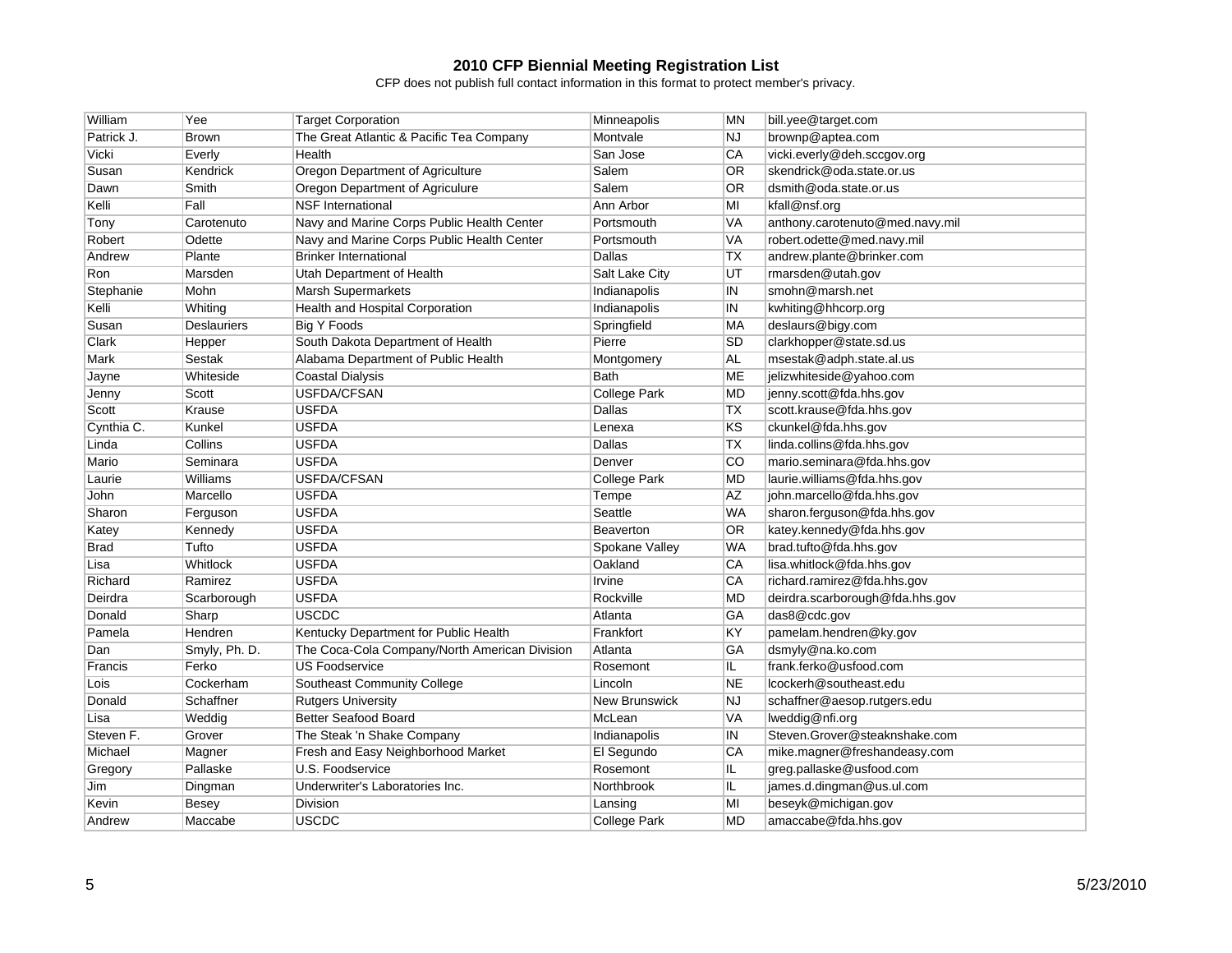# 2010 CFP Biennial Meeting Registration List

CFP does not publish full contact information in this format to protect member's privacy.

| | | | | | |
|---|---|---|---|---|---|
| William | Yee | Target Corporation | Minneapolis | MN | bill.yee@target.com |
| Patrick J. | Brown | The Great Atlantic & Pacific Tea Company | Montvale | NJ | brownp@aptea.com |
| Vicki | Everly | Health | San Jose | CA | vicki.everly@deh.sccgov.org |
| Susan | Kendrick | Oregon Department of Agriculture | Salem | OR | skendrick@oda.state.or.us |
| Dawn | Smith | Oregon Department of Agriculure | Salem | OR | dsmith@oda.state.or.us |
| Kelli | Fall | NSF International | Ann Arbor | MI | kfall@nsf.org |
| Tony | Carotenuto | Navy and Marine Corps Public Health Center | Portsmouth | VA | anthony.carotenuto@med.navy.mil |
| Robert | Odette | Navy and Marine Corps Public Health Center | Portsmouth | VA | robert.odette@med.navy.mil |
| Andrew | Plante | Brinker International | Dallas | TX | andrew.plante@brinker.com |
| Ron | Marsden | Utah Department of Health | Salt Lake City | UT | rmarsden@utah.gov |
| Stephanie | Mohn | Marsh Supermarkets | Indianapolis | IN | smohn@marsh.net |
| Kelli | Whiting | Health and Hospital Corporation | Indianapolis | IN | kwhiting@hhcorp.org |
| Susan | Deslauriers | Big Y Foods | Springfield | MA | deslaurs@bigy.com |
| Clark | Hepper | South Dakota Department of Health | Pierre | SD | clarkhopper@state.sd.us |
| Mark | Sestak | Alabama Department of Public Health | Montgomery | AL | msestak@adph.state.al.us |
| Jayne | Whiteside | Coastal Dialysis | Bath | ME | jelizwhiteside@yahoo.com |
| Jenny | Scott | USFDA/CFSAN | College Park | MD | jenny.scott@fda.hhs.gov |
| Scott | Krause | USFDA | Dallas | TX | scott.krause@fda.hhs.gov |
| Cynthia C. | Kunkel | USFDA | Lenexa | KS | ckunkel@fda.hhs.gov |
| Linda | Collins | USFDA | Dallas | TX | linda.collins@fda.hhs.gov |
| Mario | Seminara | USFDA | Denver | CO | mario.seminara@fda.hhs.gov |
| Laurie | Williams | USFDA/CFSAN | College Park | MD | laurie.williams@fda.hhs.gov |
| John | Marcello | USFDA | Tempe | AZ | john.marcello@fda.hhs.gov |
| Sharon | Ferguson | USFDA | Seattle | WA | sharon.ferguson@fda.hhs.gov |
| Katey | Kennedy | USFDA | Beaverton | OR | katey.kennedy@fda.hhs.gov |
| Brad | Tufto | USFDA | Spokane Valley | WA | brad.tufto@fda.hhs.gov |
| Lisa | Whitlock | USFDA | Oakland | CA | lisa.whitlock@fda.hhs.gov |
| Richard | Ramirez | USFDA | Irvine | CA | richard.ramirez@fda.hhs.gov |
| Deirdra | Scarborough | USFDA | Rockville | MD | deirdra.scarborough@fda.hhs.gov |
| Donald | Sharp | USCDC | Atlanta | GA | das8@cdc.gov |
| Pamela | Hendren | Kentucky Department for Public Health | Frankfort | KY | pamelam.hendren@ky.gov |
| Dan | Smyly, Ph. D. | The Coca-Cola Company/North American Division | Atlanta | GA | dsmyly@na.ko.com |
| Francis | Ferko | US Foodservice | Rosemont | IL | frank.ferko@usfood.com |
| Lois | Cockerham | Southeast Community College | Lincoln | NE | lcockerh@southeast.edu |
| Donald | Schaffner | Rutgers University | New Brunswick | NJ | schaffner@aesop.rutgers.edu |
| Lisa | Weddig | Better Seafood Board | McLean | VA | lweddig@nfi.org |
| Steven F. | Grover | The Steak 'n Shake Company | Indianapolis | IN | Steven.Grover@steaknshake.com |
| Michael | Magner | Fresh and Easy Neighborhood Market | El Segundo | CA | mike.magner@freshandeasy.com |
| Gregory | Pallaske | U.S. Foodservice | Rosemont | IL | greg.pallaske@usfood.com |
| Jim | Dingman | Underwriter's Laboratories Inc. | Northbrook | IL | james.d.dingman@us.ul.com |
| Kevin | Besey | Division | Lansing | MI | beseyk@michigan.gov |
| Andrew | Maccabe | USCDC | College Park | MD | amaccabe@fda.hhs.gov |

5/23/2010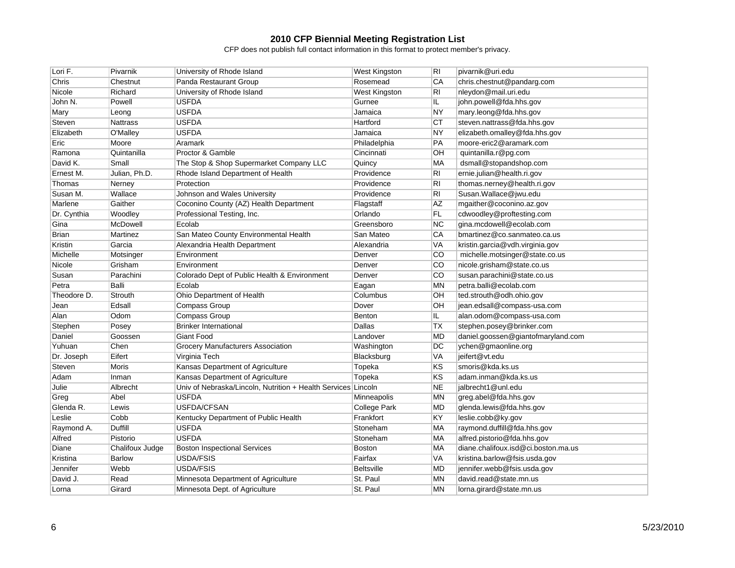# 2010 CFP Biennial Meeting Registration List

CFP does not publish full contact information in this format to protect member's privacy.

| | | | | | |
|---|---|---|---|---|---|
| Lori F. | Pivarnik | University of Rhode Island | West Kingston | RI | pivarnik@uri.edu |
| Chris | Chestnut | Panda Restaurant Group | Rosemead | CA | chris.chestnut@pandarg.com |
| Nicole | Richard | University of Rhode Island | West Kingston | RI | nleydon@mail.uri.edu |
| John N. | Powell | USFDA | Gurnee | IL | john.powell@fda.hhs.gov |
| Mary | Leong | USFDA | Jamaica | NY | mary.leong@fda.hhs.gov |
| Steven | Nattrass | USFDA | Hartford | CT | steven.nattrass@fda.hhs.gov |
| Elizabeth | O'Malley | USFDA | Jamaica | NY | elizabeth.omalley@fda.hhs.gov |
| Eric | Moore | Aramark | Philadelphia | PA | moore-eric2@aramark.com |
| Ramona | Quintanilla | Proctor & Gamble | Cincinnati | OH | quintanilla.r@pg.com |
| David K. | Small | The Stop & Shop Supermarket Company LLC | Quincy | MA | dsmall@stopandshop.com |
| Ernest M. | Julian, Ph.D. | Rhode Island Department of Health | Providence | RI | ernie.julian@health.ri.gov |
| Thomas | Nerney | Protection | Providence | RI | thomas.nerney@health.ri.gov |
| Susan M. | Wallace | Johnson and Wales University | Providence | RI | Susan.Wallace@jwu.edu |
| Marlene | Gaither | Coconino County (AZ) Health Department | Flagstaff | AZ | mgaither@coconino.az.gov |
| Dr. Cynthia | Woodley | Professional Testing, Inc. | Orlando | FL | cdwoodley@proftesting.com |
| Gina | McDowell | Ecolab | Greensboro | NC | gina.mcdowell@ecolab.com |
| Brian | Martinez | San Mateo County Environmental Health | San Mateo | CA | bmartinez@co.sanmateo.ca.us |
| Kristin | Garcia | Alexandria Health Department | Alexandria | VA | kristin.garcia@vdh.virginia.gov |
| Michelle | Motsinger | Environment | Denver | CO | michelle.motsinger@state.co.us |
| Nicole | Grisham | Environment | Denver | CO | nicole.grisham@state.co.us |
| Susan | Parachini | Colorado Dept of Public Health & Environment | Denver | CO | susan.parachini@state.co.us |
| Petra | Balli | Ecolab | Eagan | MN | petra.balli@ecolab.com |
| Theodore D. | Strouth | Ohio Department of Health | Columbus | OH | ted.strouth@odh.ohio.gov |
| Jean | Edsall | Compass Group | Dover | OH | jean.edsall@compass-usa.com |
| Alan | Odom | Compass Group | Benton | IL | alan.odom@compass-usa.com |
| Stephen | Posey | Brinker International | Dallas | TX | stephen.posey@brinker.com |
| Daniel | Goossen | Giant Food | Landover | MD | daniel.goossen@giantofmaryland.com |
| Yuhuan | Chen | Grocery Manufacturers Association | Washington | DC | ychen@gmaonline.org |
| Dr. Joseph | Eifert | Virginia Tech | Blacksburg | VA | jeifert@vt.edu |
| Steven | Moris | Kansas Department of Agriculture | Topeka | KS | smoris@kda.ks.us |
| Adam | Inman | Kansas Department of Agriculture | Topeka | KS | adam.inman@kda.ks.us |
| Julie | Albrecht | Univ of Nebraska/Lincoln, Nutrition + Health Services | Lincoln | NE | jalbrecht1@unl.edu |
| Greg | Abel | USFDA | Minneapolis | MN | greg.abel@fda.hhs.gov |
| Glenda R. | Lewis | USFDA/CFSAN | College Park | MD | glenda.lewis@fda.hhs.gov |
| Leslie | Cobb | Kentucky Department of Public Health | Frankfort | KY | leslie.cobb@ky.gov |
| Raymond A. | Duffill | USFDA | Stoneham | MA | raymond.duffill@fda.hhs.gov |
| Alfred | Pistorio | USFDA | Stoneham | MA | alfred.pistorio@fda.hhs.gov |
| Diane | Chalifoux Judge | Boston Inspectional Services | Boston | MA | diane.chalifoux.isd@ci.boston.ma.us |
| Kristina | Barlow | USDA/FSIS | Fairfax | VA | kristina.barlow@fsis.usda.gov |
| Jennifer | Webb | USDA/FSIS | Beltsville | MD | jennifer.webb@fsis.usda.gov |
| David J. | Read | Minnesota Department of Agriculture | St. Paul | MN | david.read@state.mn.us |
| Lorna | Girard | Minnesota Dept. of Agriculture | St. Paul | MN | lorna.girard@state.mn.us |

5/23/2010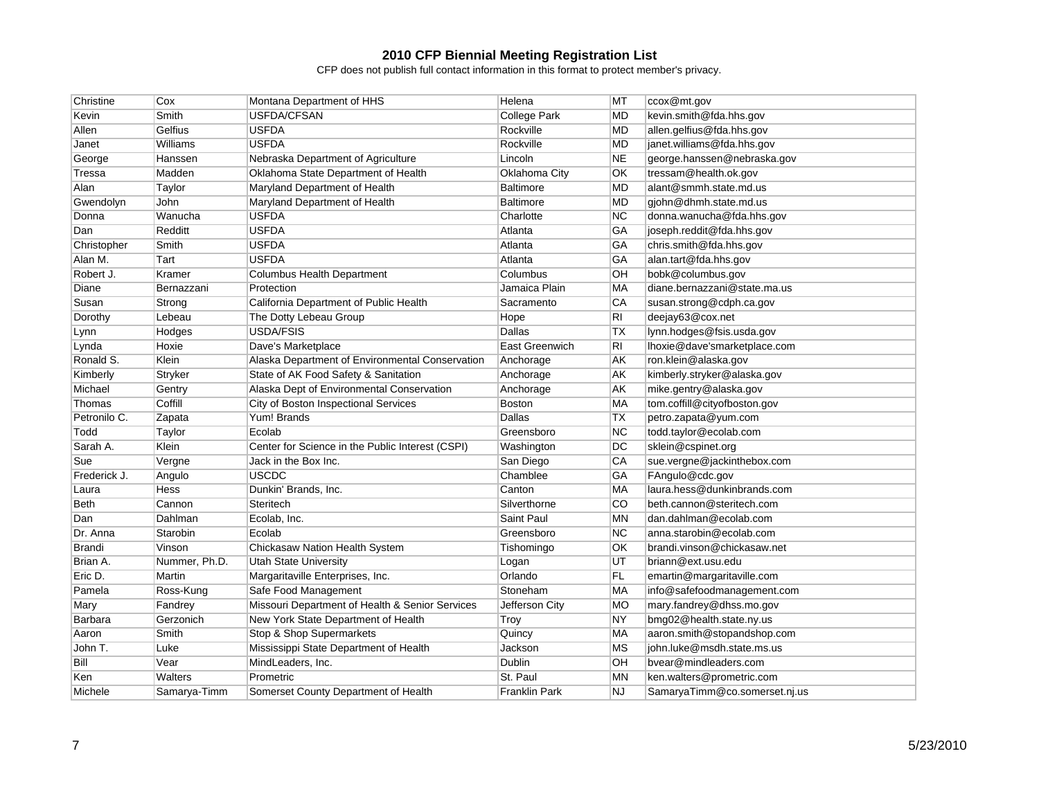# 2010 CFP Biennial Meeting Registration List

CFP does not publish full contact information in this format to protect member's privacy.

| | | | | | |
|---|---|---|---|---|---|
| Christine | Cox | Montana Department of HHS | Helena | MT | ccox@mt.gov |
| Kevin | Smith | USFDA/CFSAN | College Park | MD | kevin.smith@fda.hhs.gov |
| Allen | Gelfius | USFDA | Rockville | MD | allen.gelfius@fda.hhs.gov |
| Janet | Williams | USFDA | Rockville | MD | janet.williams@fda.hhs.gov |
| George | Hanssen | Nebraska Department of Agriculture | Lincoln | NE | george.hanssen@nebraska.gov |
| Tressa | Madden | Oklahoma State Department of Health | Oklahoma City | OK | tressam@health.ok.gov |
| Alan | Taylor | Maryland Department of Health | Baltimore | MD | alant@smmh.state.md.us |
| Gwendolyn | John | Maryland Department of Health | Baltimore | MD | gjohn@dhmh.state.md.us |
| Donna | Wanucha | USFDA | Charlotte | NC | donna.wanucha@fda.hhs.gov |
| Dan | Redditt | USFDA | Atlanta | GA | joseph.reddit@fda.hhs.gov |
| Christopher | Smith | USFDA | Atlanta | GA | chris.smith@fda.hhs.gov |
| Alan M. | Tart | USFDA | Atlanta | GA | alan.tart@fda.hhs.gov |
| Robert J. | Kramer | Columbus Health Department | Columbus | OH | bobk@columbus.gov |
| Diane | Bernazzani | Protection | Jamaica Plain | MA | diane.bernazzani@state.ma.us |
| Susan | Strong | California Department of Public Health | Sacramento | CA | susan.strong@cdph.ca.gov |
| Dorothy | Lebeau | The Dotty Lebeau Group | Hope | RI | deejay63@cox.net |
| Lynn | Hodges | USDA/FSIS | Dallas | TX | lynn.hodges@fsis.usda.gov |
| Lynda | Hoxie | Dave's Marketplace | East Greenwich | RI | lhoxie@dave'smarketplace.com |
| Ronald S. | Klein | Alaska Department of Environmental Conservation | Anchorage | AK | ron.klein@alaska.gov |
| Kimberly | Stryker | State of AK Food Safety & Sanitation | Anchorage | AK | kimberly.stryker@alaska.gov |
| Michael | Gentry | Alaska Dept of Environmental Conservation | Anchorage | AK | mike.gentry@alaska.gov |
| Thomas | Coffill | City of Boston Inspectional Services | Boston | MA | tom.coffill@cityofboston.gov |
| Petronilo C. | Zapata | Yum! Brands | Dallas | TX | petro.zapata@yum.com |
| Todd | Taylor | Ecolab | Greensboro | NC | todd.taylor@ecolab.com |
| Sarah A. | Klein | Center for Science in the Public Interest (CSPI) | Washington | DC | sklein@cspinet.org |
| Sue | Vergne | Jack in the Box Inc. | San Diego | CA | sue.vergne@jackinthebox.com |
| Frederick J. | Angulo | USCDC | Chamblee | GA | FAngulo@cdc.gov |
| Laura | Hess | Dunkin' Brands, Inc. | Canton | MA | laura.hess@dunkinbrands.com |
| Beth | Cannon | Steritech | Silverthorne | CO | beth.cannon@steritech.com |
| Dan | Dahlman | Ecolab, Inc. | Saint Paul | MN | dan.dahlman@ecolab.com |
| Dr. Anna | Starobin | Ecolab | Greensboro | NC | anna.starobin@ecolab.com |
| Brandi | Vinson | Chickasaw Nation Health System | Tishomingo | OK | brandi.vinson@chickasaw.net |
| Brian A. | Nummer, Ph.D. | Utah State University | Logan | UT | briann@ext.usu.edu |
| Eric D. | Martin | Margaritaville Enterprises, Inc. | Orlando | FL | emartin@margaritaville.com |
| Pamela | Ross-Kung | Safe Food Management | Stoneham | MA | info@safefoodmanagement.com |
| Mary | Fandrey | Missouri Department of Health & Senior Services | Jefferson City | MO | mary.fandrey@dhss.mo.gov |
| Barbara | Gerzonich | New York State Department of Health | Troy | NY | bmg02@health.state.ny.us |
| Aaron | Smith | Stop & Shop Supermarkets | Quincy | MA | aaron.smith@stopandshop.com |
| John T. | Luke | Mississippi State Department of Health | Jackson | MS | john.luke@msdh.state.ms.us |
| Bill | Vear | MindLeaders, Inc. | Dublin | OH | bvear@mindleaders.com |
| Ken | Walters | Prometric | St. Paul | MN | ken.walters@prometric.com |
| Michele | Samarya-Timm | Somerset County Department of Health | Franklin Park | NJ | SamaryaTimm@co.somerset.nj.us |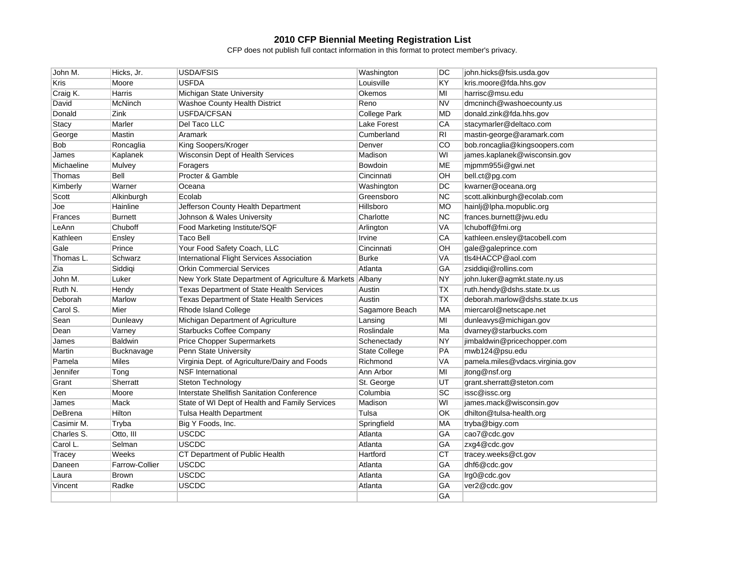# 2010 CFP Biennial Meeting Registration List

CFP does not publish full contact information in this format to protect member's privacy.

| | | | | | |
|---|---|---|---|---|---|
| John M. | Hicks, Jr. | USDA/FSIS | Washington | DC | john.hicks@fsis.usda.gov |
| Kris | Moore | USFDA | Louisville | KY | kris.moore@fda.hhs.gov |
| Craig K. | Harris | Michigan State University | Okemos | MI | harrisc@msu.edu |
| David | McNinch | Washoe County Health District | Reno | NV | dmcninch@washoecounty.us |
| Donald | Zink | USFDA/CFSAN | College Park | MD | donald.zink@fda.hhs.gov |
| Stacy | Marler | Del Taco LLC | Lake Forest | CA | stacymarler@deltaco.com |
| George | Mastin | Aramark | Cumberland | RI | mastin-george@aramark.com |
| Bob | Roncaglia | King Soopers/Kroger | Denver | CO | bob.roncaglia@kingsoopers.com |
| James | Kaplanek | Wisconsin Dept of Health Services | Madison | WI | james.kaplanek@wisconsin.gov |
| Michaeline | Mulvey | Foragers | Bowdoin | ME | mjpmm955i@gwi.net |
| Thomas | Bell | Procter & Gamble | Cincinnati | OH | bell.ct@pg.com |
| Kimberly | Warner | Oceana | Washington | DC | kwarner@oceana.org |
| Scott | Alkinburgh | Ecolab | Greensboro | NC | scott.alkinburgh@ecolab.com |
| Joe | Hainline | Jefferson County Health Department | Hillsboro | MO | hainlj@lpha.mopublic.org |
| Frances | Burnett | Johnson & Wales University | Charlotte | NC | frances.burnett@jwu.edu |
| LeAnn | Chuboff | Food Marketing Institute/SQF | Arlington | VA | lchuboff@fmi.org |
| Kathleen | Ensley | Taco Bell | Irvine | CA | kathleen.ensley@tacobell.com |
| Gale | Prince | Your Food Safety Coach, LLC | Cincinnati | OH | gale@galeprince.com |
| Thomas L. | Schwarz | International Flight Services Association | Burke | VA | tls4HACCP@aol.com |
| Zia | Siddiqi | Orkin Commercial Services | Atlanta | GA | zsiddiqi@rollins.com |
| John M. | Luker | New York State Department of Agriculture & Markets | Albany | NY | john.luker@agmkt.state.ny.us |
| Ruth N. | Hendy | Texas Department of State Health Services | Austin | TX | ruth.hendy@dshs.state.tx.us |
| Deborah | Marlow | Texas Department of State Health Services | Austin | TX | deborah.marlow@dshs.state.tx.us |
| Carol S. | Mier | Rhode Island College | Sagamore Beach | MA | miercarol@netscape.net |
| Sean | Dunleavy | Michigan Department of Agriculture | Lansing | MI | dunleavys@michigan.gov |
| Dean | Varney | Starbucks Coffee Company | Roslindale | Ma | dvarney@starbucks.com |
| James | Baldwin | Price Chopper Supermarkets | Schenectady | NY | jimbaldwin@pricechopper.com |
| Martin | Bucknavage | Penn State University | State College | PA | mwb124@psu.edu |
| Pamela | Miles | Virginia Dept. of Agriculture/Dairy and Foods | Richmond | VA | pamela.miles@vdacs.virginia.gov |
| Jennifer | Tong | NSF International | Ann Arbor | MI | jtong@nsf.org |
| Grant | Sherratt | Steton Technology | St. George | UT | grant.sherratt@steton.com |
| Ken | Moore | Interstate Shellfish Sanitation Conference | Columbia | SC | issc@issc.org |
| James | Mack | State of WI Dept of Health and Family Services | Madison | WI | james.mack@wisconsin.gov |
| DeBrena | Hilton | Tulsa Health Department | Tulsa | OK | dhilton@tulsa-health.org |
| Casimir M. | Tryba | Big Y Foods, Inc. | Springfield | MA | tryba@bigy.com |
| Charles S. | Otto, III | USCDC | Atlanta | GA | cao7@cdc.gov |
| Carol L. | Selman | USCDC | Atlanta | GA | zxg4@cdc.gov |
| Tracey | Weeks | CT Department of Public Health | Hartford | CT | tracey.weeks@ct.gov |
| Daneen | Farrow-Collier | USCDC | Atlanta | GA | dhf6@cdc.gov |
| Laura | Brown | USCDC | Atlanta | GA | lrg0@cdc.gov |
| Vincent | Radke | USCDC | Atlanta | GA | ver2@cdc.gov |
| | | | | GA | |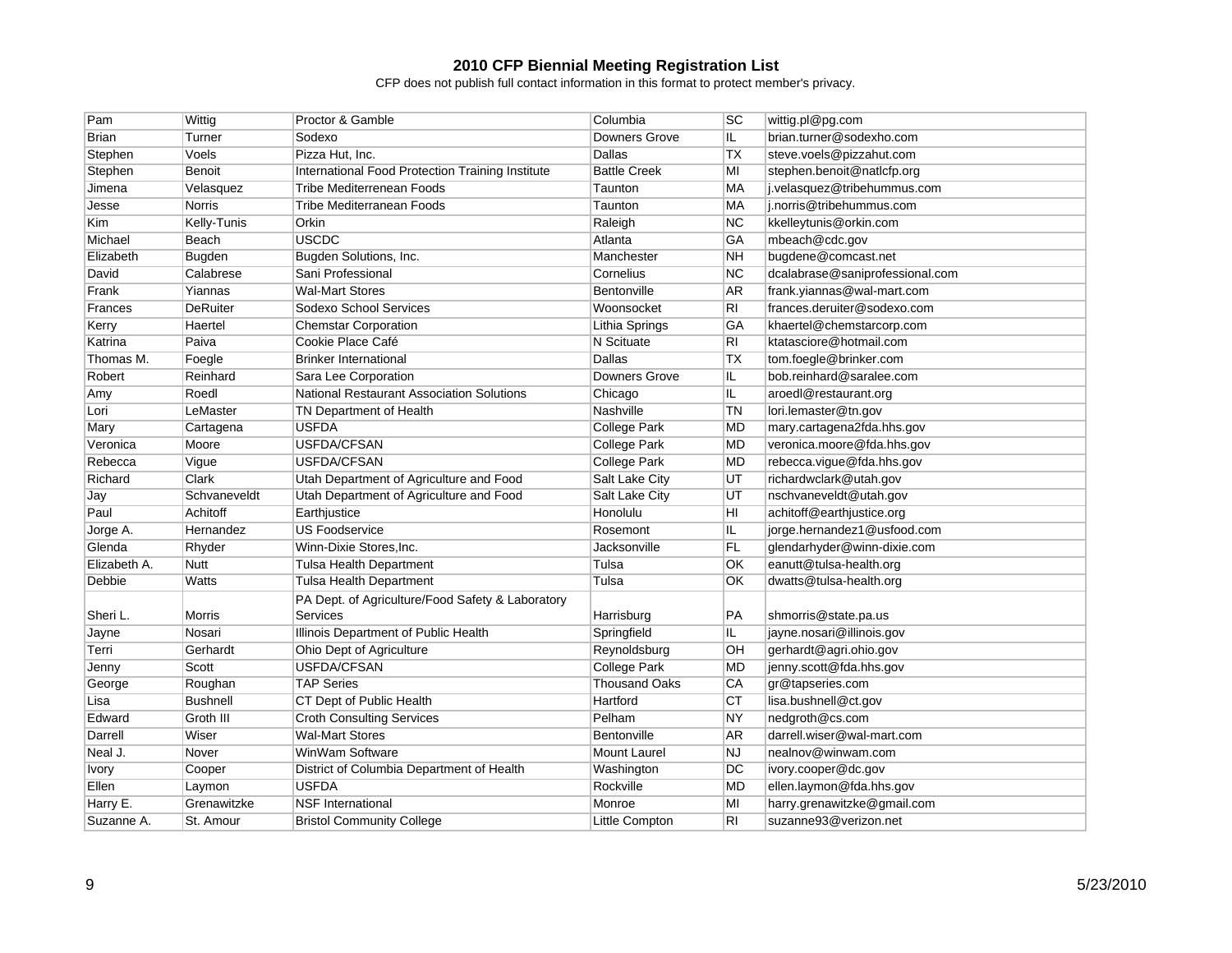# 2010 CFP Biennial Meeting Registration List

CFP does not publish full contact information in this format to protect member's privacy.

| | | | | | |
|---|---|---|---|---|---|
| Pam | Wittig | Proctor & Gamble | Columbia | SC | wittig.pl@pg.com |
| Brian | Turner | Sodexo | Downers Grove | IL | brian.turner@sodexho.com |
| Stephen | Voels | Pizza Hut, Inc. | Dallas | TX | steve.voels@pizzahut.com |
| Stephen | Benoit | International Food Protection Training Institute | Battle Creek | MI | stephen.benoit@natlcfp.org |
| Jimena | Velasquez | Tribe Mediterrenean Foods | Taunton | MA | j.velasquez@tribehummus.com |
| Jesse | Norris | Tribe Mediterranean Foods | Taunton | MA | j.norris@tribehummus.com |
| Kim | Kelly-Tunis | Orkin | Raleigh | NC | kkelleytunis@orkin.com |
| Michael | Beach | USCDC | Atlanta | GA | mbeach@cdc.gov |
| Elizabeth | Bugden | Bugden Solutions, Inc. | Manchester | NH | bugdene@comcast.net |
| David | Calabrese | Sani Professional | Cornelius | NC | dcalabrase@saniprofessional.com |
| Frank | Yiannas | Wal-Mart Stores | Bentonville | AR | frank.yiannas@wal-mart.com |
| Frances | DeRuiter | Sodexo School Services | Woonsocket | RI | frances.deruiter@sodexo.com |
| Kerry | Haertel | Chemstar Corporation | Lithia Springs | GA | khaertel@chemstarcorp.com |
| Katrina | Paiva | Cookie Place Café | N Scituate | RI | ktatasciore@hotmail.com |
| Thomas M. | Foegle | Brinker International | Dallas | TX | tom.foegle@brinker.com |
| Robert | Reinhard | Sara Lee Corporation | Downers Grove | IL | bob.reinhard@saralee.com |
| Amy | Roedl | National Restaurant Association Solutions | Chicago | IL | aroedl@restaurant.org |
| Lori | LeMaster | TN Department of Health | Nashville | TN | lori.lemaster@tn.gov |
| Mary | Cartagena | USFDA | College Park | MD | mary.cartagena2fda.hhs.gov |
| Veronica | Moore | USFDA/CFSAN | College Park | MD | veronica.moore@fda.hhs.gov |
| Rebecca | Vigue | USFDA/CFSAN | College Park | MD | rebecca.vigue@fda.hhs.gov |
| Richard | Clark | Utah Department of Agriculture and Food | Salt Lake City | UT | richardwclark@utah.gov |
| Jay | Schvaneveldt | Utah Department of Agriculture and Food | Salt Lake City | UT | nschvaneveldt@utah.gov |
| Paul | Achitoff | Earthjustice | Honolulu | HI | achitoff@earthjustice.org |
| Jorge A. | Hernandez | US Foodservice | Rosemont | IL | jorge.hernandez1@usfood.com |
| Glenda | Rhyder | Winn-Dixie Stores,Inc. | Jacksonville | FL | glendarhyder@winn-dixie.com |
| Elizabeth A. | Nutt | Tulsa Health Department | Tulsa | OK | eanutt@tulsa-health.org |
| Debbie | Watts | Tulsa Health Department | Tulsa | OK | dwatts@tulsa-health.org |
| Sheri L. | Morris | PA Dept. of Agriculture/Food Safety & Laboratory Services | Harrisburg | PA | shmorris@state.pa.us |
| Jayne | Nosari | Illinois Department of Public Health | Springfield | IL | jayne.nosari@illinois.gov |
| Terri | Gerhardt | Ohio Dept of Agriculture | Reynoldsburg | OH | gerhardt@agri.ohio.gov |
| Jenny | Scott | USFDA/CFSAN | College Park | MD | jenny.scott@fda.hhs.gov |
| George | Roughan | TAP Series | Thousand Oaks | CA | gr@tapseries.com |
| Lisa | Bushnell | CT Dept of Public Health | Hartford | CT | lisa.bushnell@ct.gov |
| Edward | Groth III | Croth Consulting Services | Pelham | NY | nedgroth@cs.com |
| Darrell | Wiser | Wal-Mart Stores | Bentonville | AR | darrell.wiser@wal-mart.com |
| Neal J. | Nover | WinWam Software | Mount Laurel | NJ | nealnov@winwam.com |
| Ivory | Cooper | District of Columbia Department of Health | Washington | DC | ivory.cooper@dc.gov |
| Ellen | Laymon | USFDA | Rockville | MD | ellen.laymon@fda.hhs.gov |
| Harry E. | Grenawitzke | NSF International | Monroe | MI | harry.grenawitzke@gmail.com |
| Suzanne A. | St. Amour | Bristol Community College | Little Compton | RI | suzanne93@verizon.net |

5/23/2010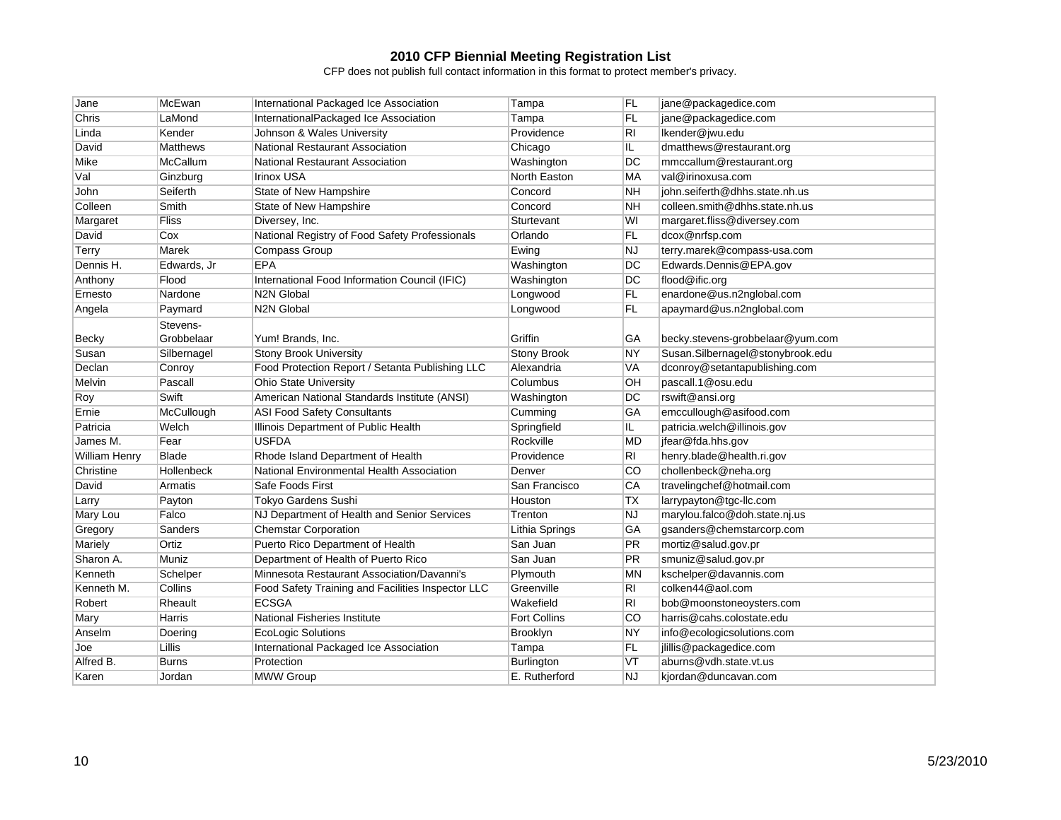## 2010 CFP Biennial Meeting Registration List

CFP does not publish full contact information in this format to protect member's privacy.

| | | | | | |
|---|---|---|---|---|---|
| Jane | McEwan | International Packaged Ice Association | Tampa | FL | jane@packagedice.com |
| Chris | LaMond | InternationalPackaged Ice Association | Tampa | FL | jane@packagedice.com |
| Linda | Kender | Johnson & Wales University | Providence | RI | lkender@jwu.edu |
| David | Matthews | National Restaurant Association | Chicago | IL | dmatthews@restaurant.org |
| Mike | McCallum | National Restaurant Association | Washington | DC | mmccallum@restaurant.org |
| Val | Ginzburg | Irinox USA | North Easton | MA | val@irinoxusa.com |
| John | Seiferth | State of New Hampshire | Concord | NH | john.seiferth@dhhs.state.nh.us |
| Colleen | Smith | State of New Hampshire | Concord | NH | colleen.smith@dhhs.state.nh.us |
| Margaret | Fliss | Diversey, Inc. | Sturtevant | WI | margaret.fliss@diversey.com |
| David | Cox | National Registry of Food Safety Professionals | Orlando | FL | dcox@nrfsp.com |
| Terry | Marek | Compass Group | Ewing | NJ | terry.marek@compass-usa.com |
| Dennis H. | Edwards, Jr | EPA | Washington | DC | Edwards.Dennis@EPA.gov |
| Anthony | Flood | International Food Information Council (IFIC) | Washington | DC | flood@ific.org |
| Ernesto | Nardone | N2N Global | Longwood | FL | enardone@us.n2nglobal.com |
| Angela | Paymard | N2N Global | Longwood | FL | apaymard@us.n2nglobal.com |
| Becky | Stevens-Grobbelaar | Yum! Brands, Inc. | Griffin | GA | becky.stevens-grobbelaar@yum.com |
| Susan | Silbernagel | Stony Brook University | Stony Brook | NY | Susan.Silbernagel@stonybrook.edu |
| Declan | Conroy | Food Protection Report / Setanta Publishing LLC | Alexandria | VA | dconroy@setantapublishing.com |
| Melvin | Pascall | Ohio State University | Columbus | OH | pascall.1@osu.edu |
| Roy | Swift | American National Standards Institute (ANSI) | Washington | DC | rswift@ansi.org |
| Ernie | McCullough | ASI Food Safety Consultants | Cumming | GA | emccullough@asifood.com |
| Patricia | Welch | Illinois Department of Public Health | Springfield | IL | patricia.welch@illinois.gov |
| James M. | Fear | USFDA | Rockville | MD | jfear@fda.hhs.gov |
| William Henry | Blade | Rhode Island Department of Health | Providence | RI | henry.blade@health.ri.gov |
| Christine | Hollenbeck | National Environmental Health Association | Denver | CO | chollenbeck@neha.org |
| David | Armatis | Safe Foods First | San Francisco | CA | travelingchef@hotmail.com |
| Larry | Payton | Tokyo Gardens Sushi | Houston | TX | larrypayton@tgc-llc.com |
| Mary Lou | Falco | NJ Department of Health and Senior Services | Trenton | NJ | marylou.falco@doh.state.nj.us |
| Gregory | Sanders | Chemstar Corporation | Lithia Springs | GA | gsanders@chemstarcorp.com |
| Mariely | Ortiz | Puerto Rico Department of Health | San Juan | PR | mortiz@salud.gov.pr |
| Sharon A. | Muniz | Department of Health of Puerto Rico | San Juan | PR | smuniz@salud.gov.pr |
| Kenneth | Schelper | Minnesota Restaurant Association/Davanni's | Plymouth | MN | kschelper@davannis.com |
| Kenneth M. | Collins | Food Safety Training and Facilities Inspector LLC | Greenville | RI | colken44@aol.com |
| Robert | Rheault | ECSGA | Wakefield | RI | bob@moonstoneoysters.com |
| Mary | Harris | National Fisheries Institute | Fort Collins | CO | harris@cahs.colostate.edu |
| Anselm | Doering | EcoLogic Solutions | Brooklyn | NY | info@ecologicsolutions.com |
| Joe | Lillis | International Packaged Ice Association | Tampa | FL | jlillis@packagedice.com |
| Alfred B. | Burns | Protection | Burlington | VT | aburns@vdh.state.vt.us |
| Karen | Jordan | MWW Group | E. Rutherford | NJ | kjordan@duncavan.com |